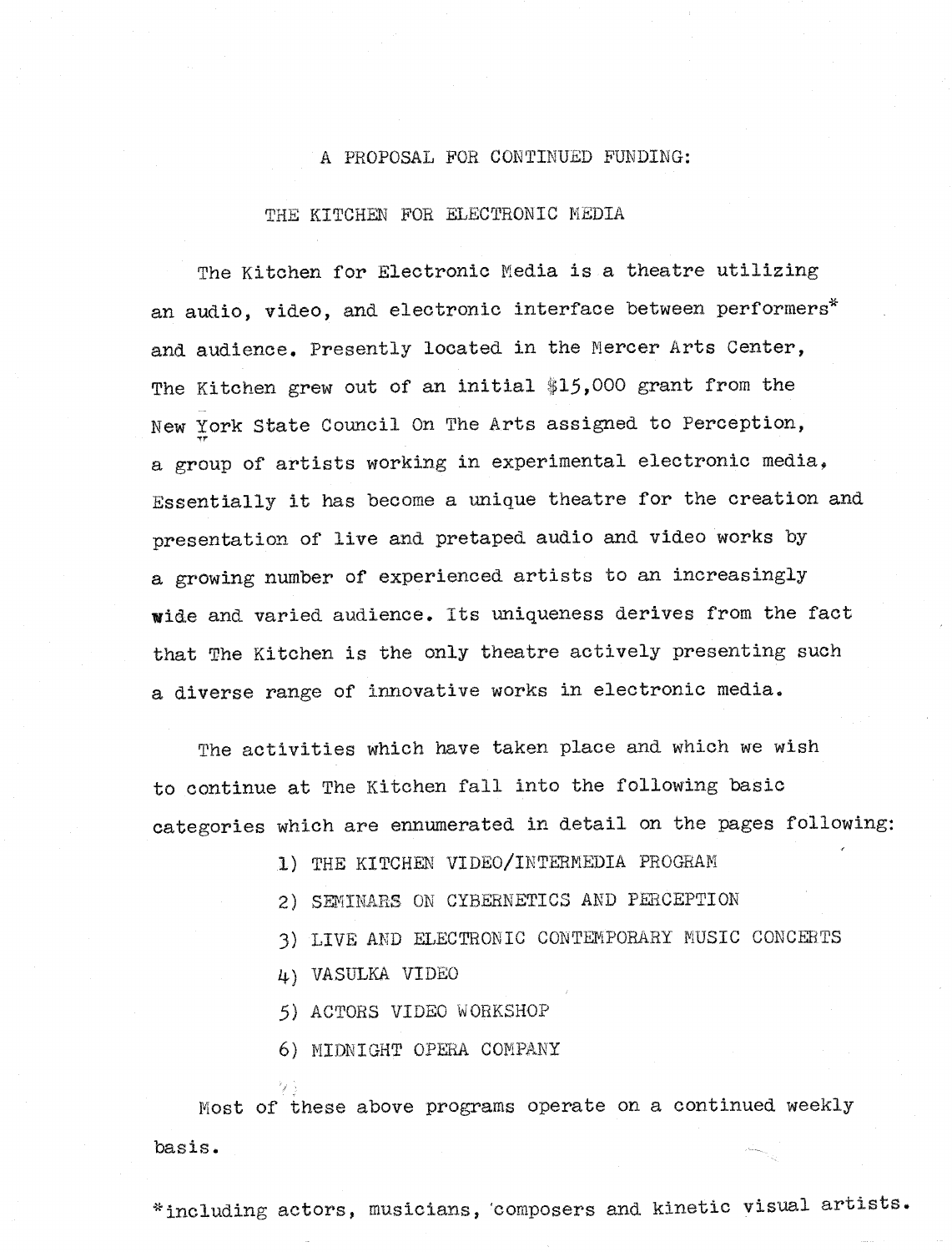# A PROPOSAL FOR CONTINUED FUNDING:

## THE KITCHEN FOR ELECTRONIC MEDIA

The Kitchen for Electronic Media is a theatre utilizing an audio, video, and electronic interface between performers* and audience. Presently located in the Mercer Arts Center, The Kitchen grew out of an initial $15,000 grant from the New York State Council On The Arts assigned to Perception, a group of artists working in experimental electronic media, Essentially it has become a unique theatre for the creation and presentation of live and pretaped audio and video works by a growing number of experienced artists to an increasingly wide and varied audience. Its uniqueness derives from the fact that The Kitchen is the only theatre actively presenting such a diverse range of innovative works in electronic media.

The activities which have taken place and which we wish to continue at The Kitchen fall into the following basic categories which are ennumerated in detail on the pages following:

1) THE KITCHEN VIDEO/INTERMEDIA PROGRAM
2) SEMINARS ON CYBERNETICS AND PERCEPTION
3) LIVE AND ELECTRONIC CONTEMPORARY MUSIC CONCERTS
4) VASULKA VIDEO
5) ACTORS VIDEO WORKSHOP
6) MIDNIGHT OPERA COMPANY

Most of these above programs operate on a continued weekly basis.

*including actors, musicians, composers and kinetic visual artists.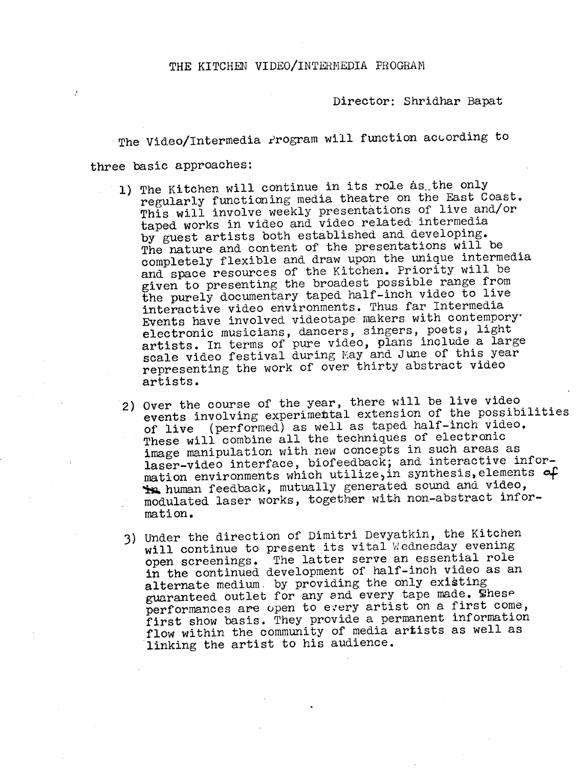# THE KITCHEN VIDEO/INTERMEDIA PROGRAM

Director: Shridhar Bapat

The Video/Intermedia Program will function according to three basic approaches:

1) The Kitchen will continue in its role as the only regularly functioning media theatre on the East Coast. This will involve weekly presentations of live and/or taped works in video and video related intermedia by guest artists both established and developing. The nature and content of the presentations will be completely flexible and draw upon the unique intermedia and space resources of the Kitchen. Priority will be given to presenting the broadest possible range from the purely documentary taped half-inch video to live interactive video environments. Thus far Intermedia Events have involved videotape makers with contempory electronic musicians, dancers, singers, poets, light artists. In terms of pure video, plans include a large scale video festival during May and June of this year representing the work of over thirty abstract video artists.

2) Over the course of the year, there will be live video events involving experimental extension of the possibilities of live (performed) as well as taped half-inch video. These will combine all the techniques of electronic image manipulation with new concepts in such areas as laser-video interface, biofeedback; and interactive information environments which utilize, in synthesis, elements of human feedback, mutually generated sound and video, modulated laser works, together with non-abstract information.

3) Under the direction of Dimitri Devyatkin, the Kitchen will continue to present its vital Wednesday evening open screenings. The latter serve an essential role in the continued development of half-inch video as an alternate medium by providing the only existing guaranteed outlet for any and every tape made. These performances are open to every artist on a first come, first show basis. They provide a permanent information flow within the community of media artists as well as linking the artist to his audience.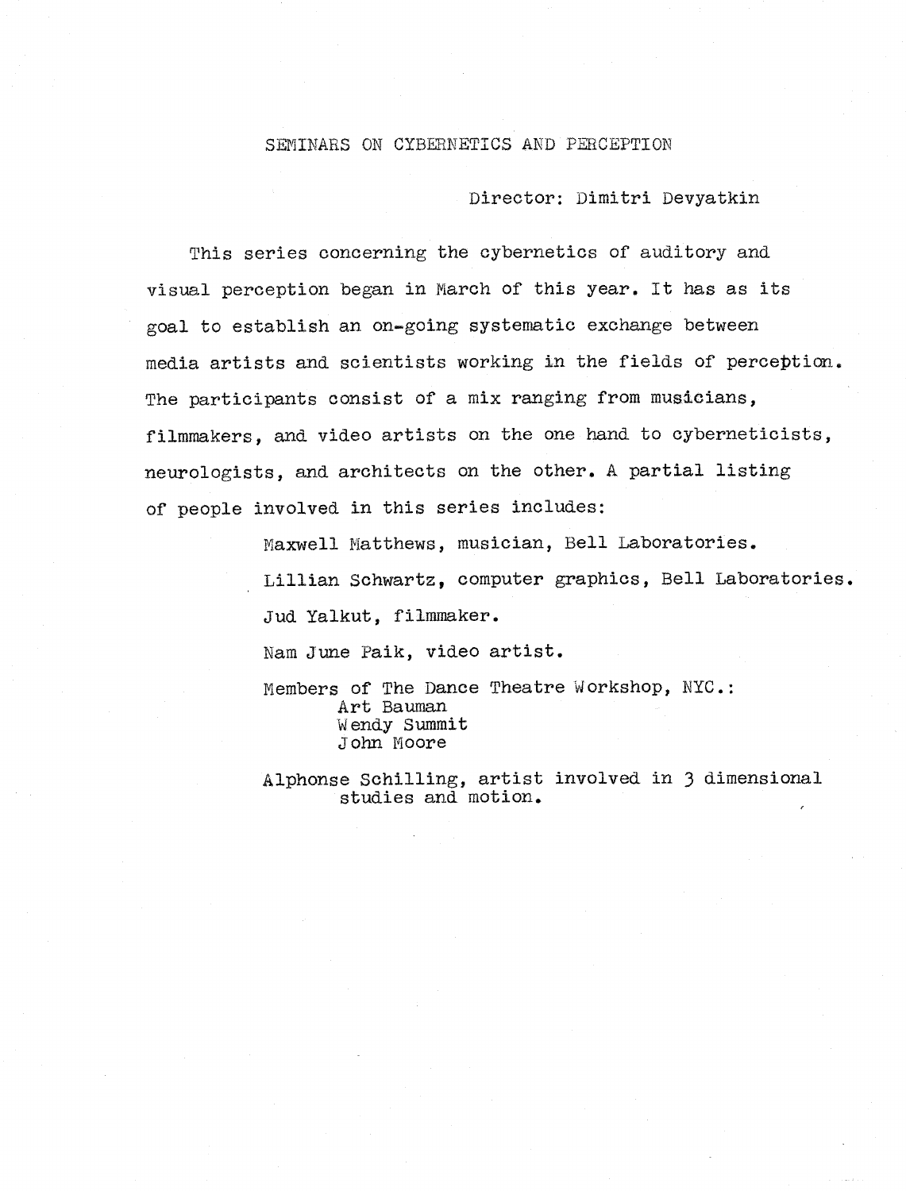## SEMINARS ON CYBERNETICS AND PERCEPTION

Director: Dimitri Devyatkin

This series concerning the cybernetics of auditory and visual perception began in March of this year. It has as its goal to establish an on-going systematic exchange between media artists and scientists working in the fields of perception. The participants consist of a mix ranging from musicians, filmmakers, and video artists on the one hand to cyberneticists, neurologists, and architects on the other. A partial listing of people involved in this series includes:

Maxwell Matthews, musician, Bell Laboratories.

Lillian Schwartz, computer graphics, Bell Laboratories.

Jud Yalkut, filmmaker.

Nam June Paik, video artist.

Members of The Dance Theatre Workshop, NYC.:
- Art Bauman
- Wendy Summit
- John Moore

Alphonse Schilling, artist involved in 3 dimensional studies and motion.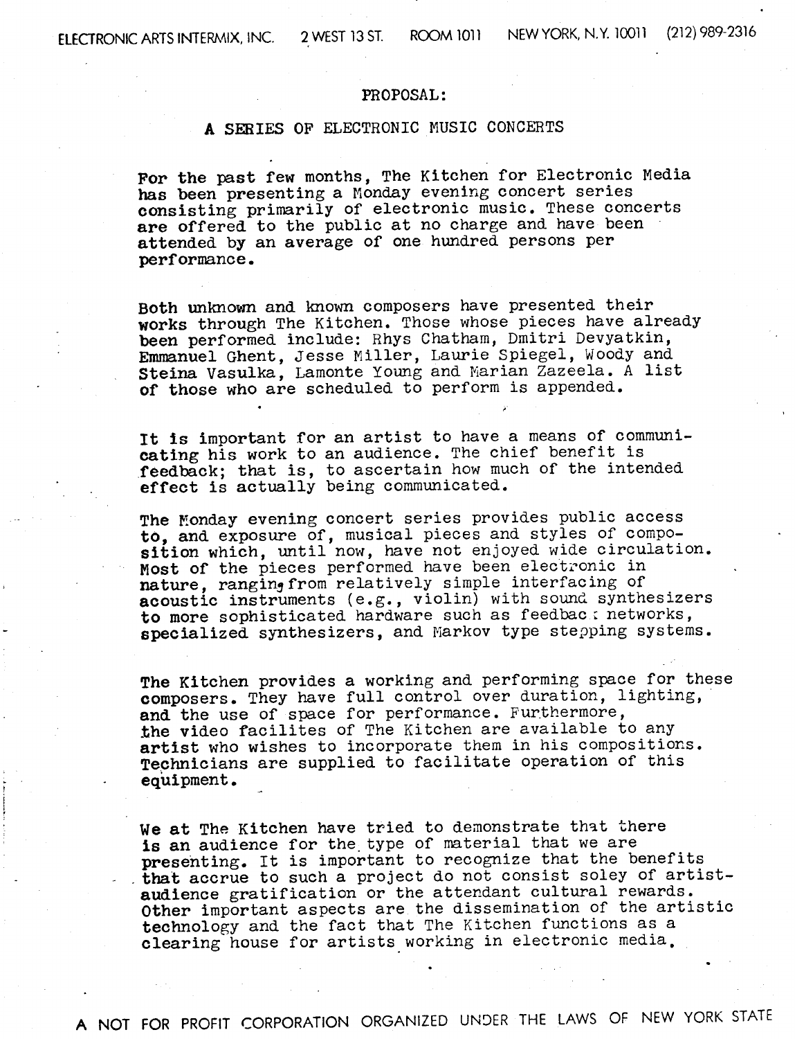ELECTRONIC ARTS INTERMIX, INC. 2 WEST 13 ST. ROOM 1011 NEW YORK, N.Y. 10011 (212) 989-2316

## PROPOSAL:

## A SERIES OF ELECTRONIC MUSIC CONCERTS

For the past few months, The Kitchen for Electronic Media has been presenting a Monday evening concert series consisting primarily of electronic music. These concerts are offered to the public at no charge and have been attended by an average of one hundred persons per performance.

Both unknown and known composers have presented their works through The Kitchen. Those whose pieces have already been performed include: Rhys Chatham, Dmitri Devyatkin, Emmanuel Ghent, Jesse Miller, Laurie Spiegel, Woody and Steina Vasulka, Lamonte Young and Marian Zazeela. A list of those who are scheduled to perform is appended.

It is important for an artist to have a means of communicating his work to an audience. The chief benefit is feedback; that is, to ascertain how much of the intended effect is actually being communicated.

The Monday evening concert series provides public access to, and exposure of, musical pieces and styles of composition which, until now, have not enjoyed wide circulation. Most of the pieces performed have been electronic in nature, ranging from relatively simple interfacing of acoustic instruments (e.g., violin) with sound synthesizers to more sophisticated hardware such as feedback networks, specialized synthesizers, and Markov type stepping systems.

The Kitchen provides a working and performing space for these composers. They have full control over duration, lighting, and the use of space for performance. Furthermore, the video facilites of The Kitchen are available to any artist who wishes to incorporate them in his compositions. Technicians are supplied to facilitate operation of this equipment.

We at The Kitchen have tried to demonstrate that there is an audience for the type of material that we are presenting. It is important to recognize that the benefits that accrue to such a project do not consist soley of artist-audience gratification or the attendant cultural rewards. Other important aspects are the dissemination of the artistic technology and the fact that The Kitchen functions as a clearing house for artists working in electronic media.

A NOT FOR PROFIT CORPORATION ORGANIZED UNDER THE LAWS OF NEW YORK STATE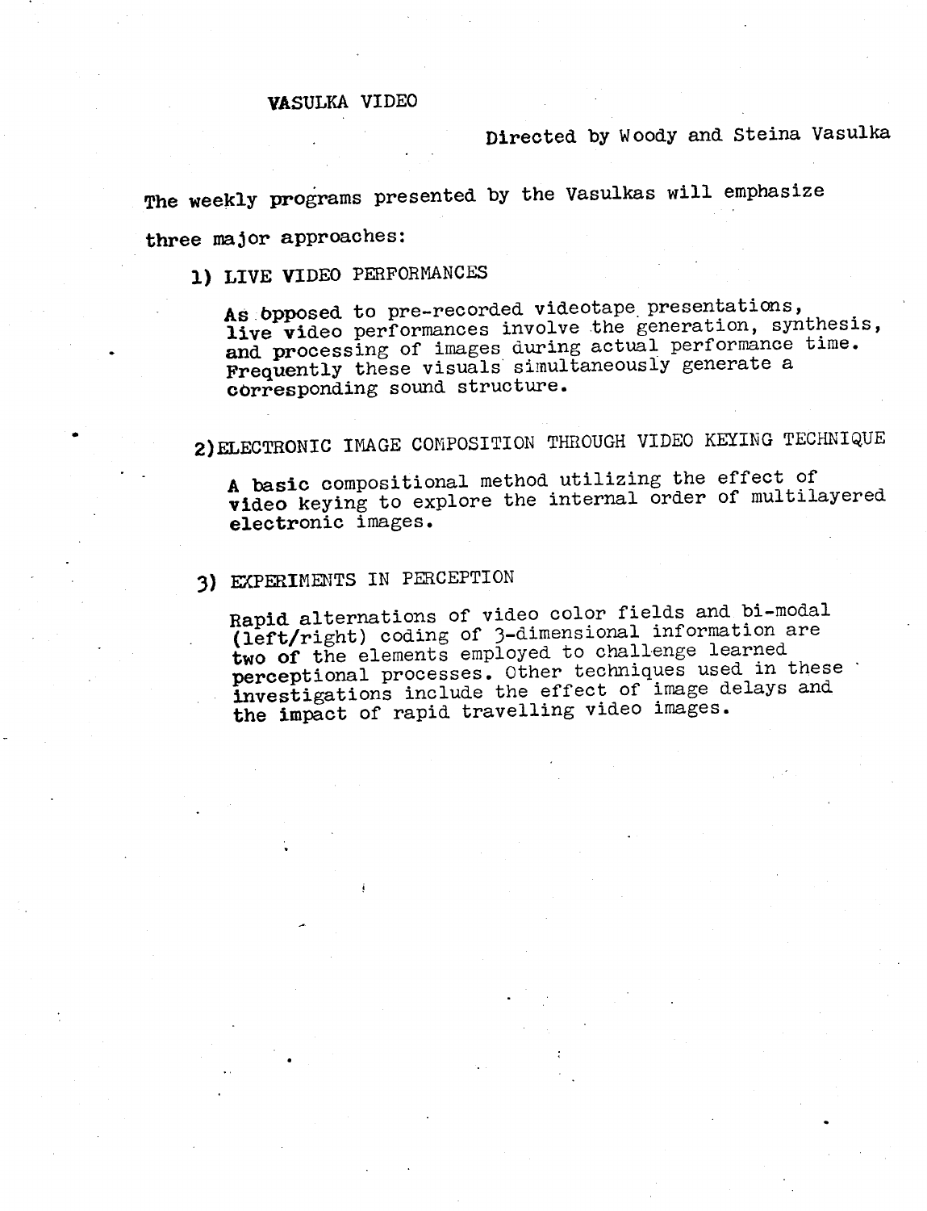# VASULKA VIDEO

Directed by Woody and Steina Vasulka

The weekly programs presented by the Vasulkas will emphasize three major approaches:

## 1) LIVE VIDEO PERFORMANCES

As opposed to pre-recorded videotape presentations, live video performances involve the generation, synthesis, and processing of images during actual performance time. Frequently these visuals simultaneously generate a corresponding sound structure.

## 2) ELECTRONIC IMAGE COMPOSITION THROUGH VIDEO KEYING TECHNIQUE

A basic compositional method utilizing the effect of video keying to explore the internal order of multilayered electronic images.

## 3) EXPERIMENTS IN PERCEPTION

Rapid alternations of video color fields and bi-modal (left/right) coding of 3-dimensional information are two of the elements employed to challenge learned perceptional processes. Other techniques used in these investigations include the effect of image delays and the impact of rapid travelling video images.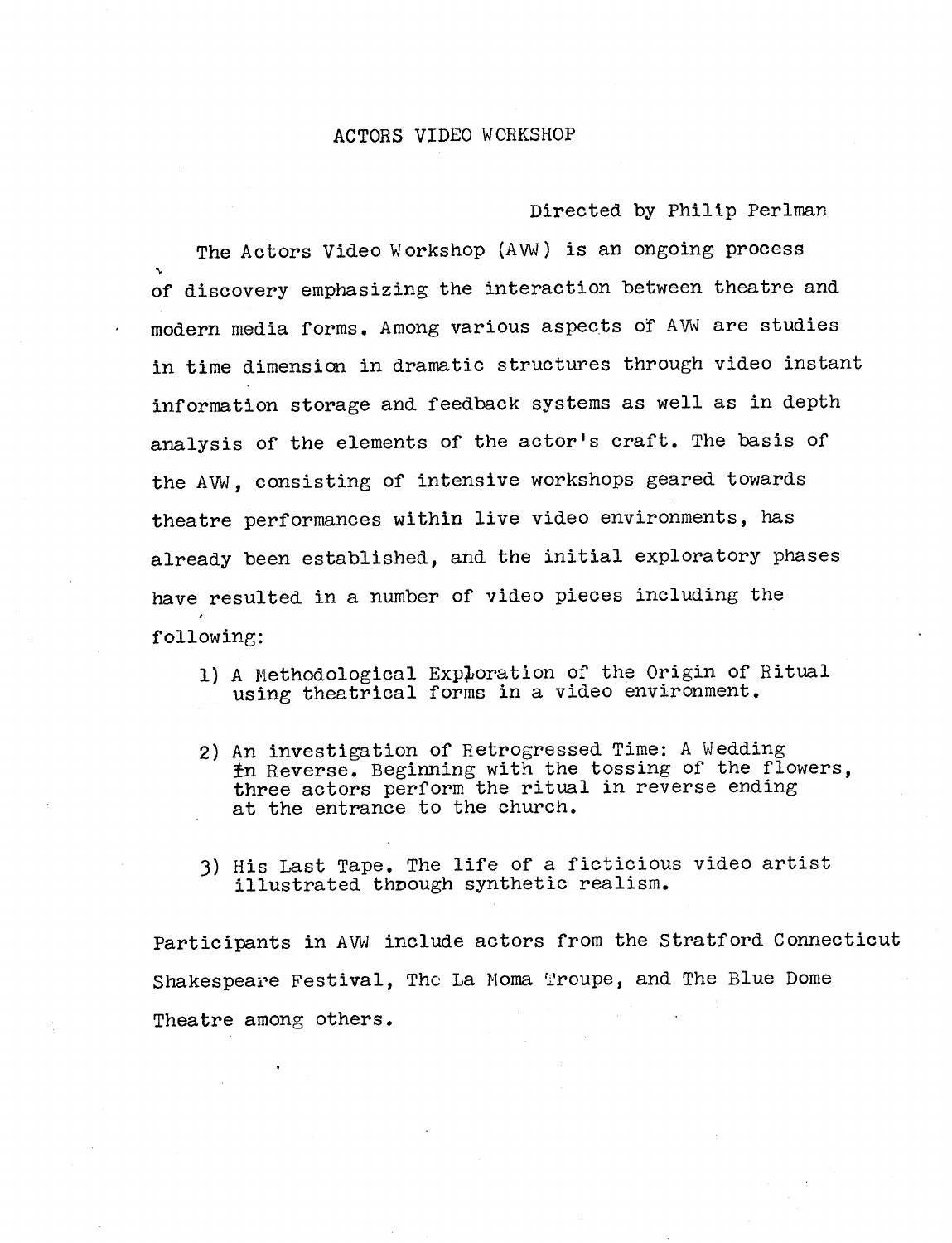# ACTORS VIDEO WORKSHOP

Directed by Philip Perlman

The Actors Video Workshop (AVW) is an ongoing process of discovery emphasizing the interaction between theatre and modern media forms. Among various aspects of AVW are studies in time dimension in dramatic structures through video instant information storage and feedback systems as well as in depth analysis of the elements of the actor's craft. The basis of the AVW, consisting of intensive workshops geared towards theatre performances within live video environments, has already been established, and the initial exploratory phases have resulted in a number of video pieces including the following:

1) A Methodological Exploration of the Origin of Ritual using theatrical forms in a video environment.

2) An investigation of Retrogressed Time: A Wedding in Reverse. Beginning with the tossing of the flowers, three actors perform the ritual in reverse ending at the entrance to the church.

3) His Last Tape. The life of a ficticious video artist illustrated through synthetic realism.

Participants in AVW include actors from the Stratford Connecticut Shakespeare Festival, The La Moma Troupe, and The Blue Dome Theatre among others.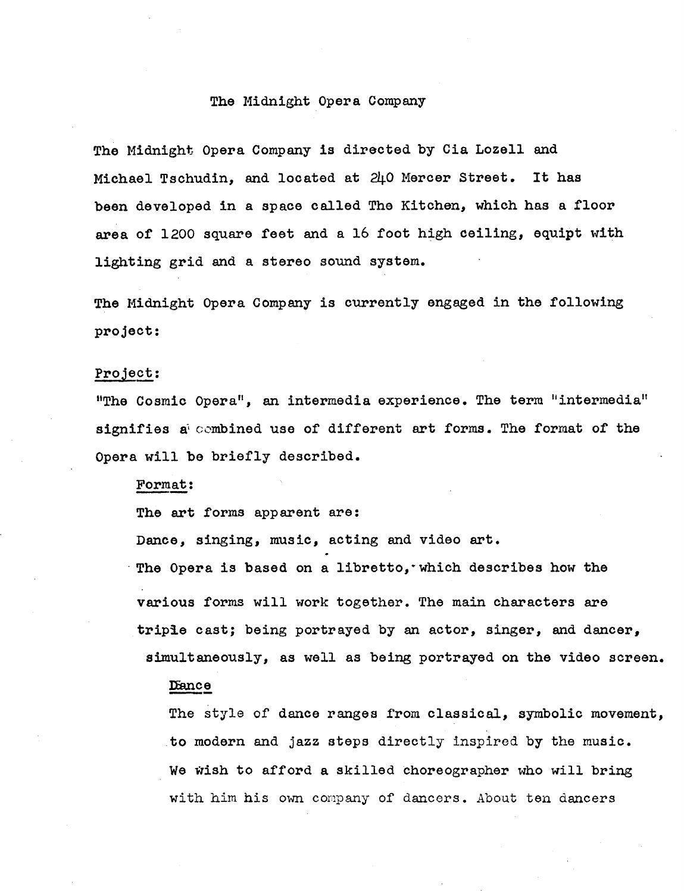# The Midnight Opera Company

The Midnight Opera Company is directed by Cia Lozell and Michael Tschudin, and located at 240 Mercer Street. It has been developed in a space called The Kitchen, which has a floor area of 1200 square feet and a 16 foot high ceiling, equipt with lighting grid and a stereo sound system.

The Midnight Opera Company is currently engaged in the following project:

## Project:

"The Cosmic Opera", an intermedia experience. The term "intermedia" signifies a combined use of different art forms. The format of the Opera will be briefly described.

### Format:

The art forms apparent are:

Dance, singing, music, acting and video art.

The Opera is based on a libretto, which describes how the various forms will work together. The main characters are triple cast; being portrayed by an actor, singer, and dancer, simultaneously, as well as being portrayed on the video screen.

#### Dance

The style of dance ranges from classical, symbolic movement, to modern and jazz steps directly inspired by the music. We wish to afford a skilled choreographer who will bring with him his own company of dancers. About ten dancers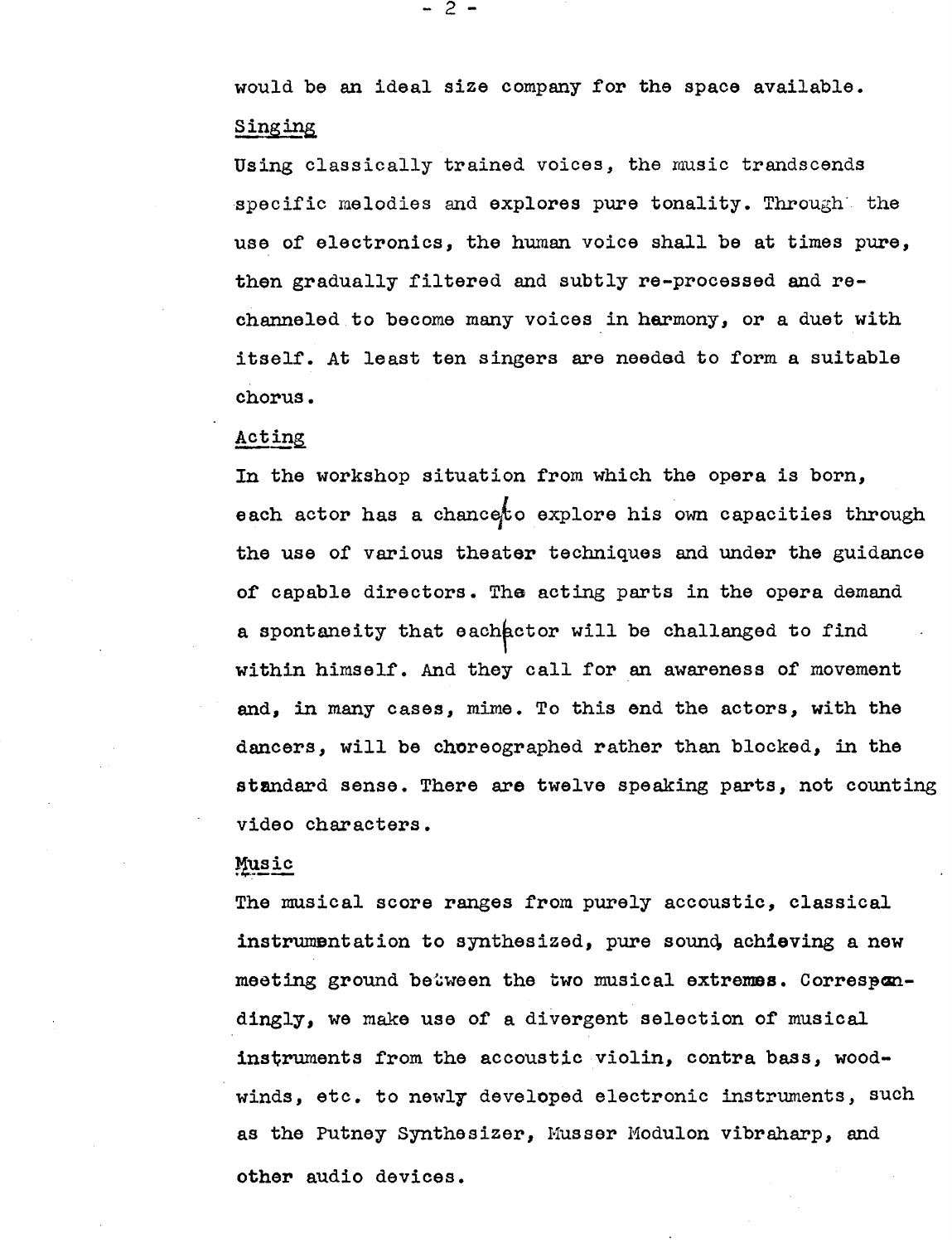would be an ideal size company for the space available.

**Singing**

Using classically trained voices, the music trandscends specific melodies and explores pure tonality. Through the use of electronics, the human voice shall be at times pure, then gradually filtered and subtly re-processed and re-channeled to become many voices in harmony, or a duet with itself. At least ten singers are needed to form a suitable chorus.

**Acting**

In the workshop situation from which the opera is born, each actor has a chance to explore his own capacities through the use of various theater techniques and under the guidance of capable directors. The acting parts in the opera demand a spontaneity that each actor will be challanged to find within himself. And they call for an awareness of movement and, in many cases, mime. To this end the actors, with the dancers, will be choreographed rather than blocked, in the standard sense. There are twelve speaking parts, not counting video characters.

**Music**

The musical score ranges from purely accoustic, classical instrumentation to synthesized, pure sound, achieving a new meeting ground between the two musical extremes. Correspondingly, we make use of a divergent selection of musical instruments from the accoustic violin, contra bass, woodwinds, etc. to newly developed electronic instruments, such as the Putney Synthesizer, Musser Modulon vibraharp, and other audio devices.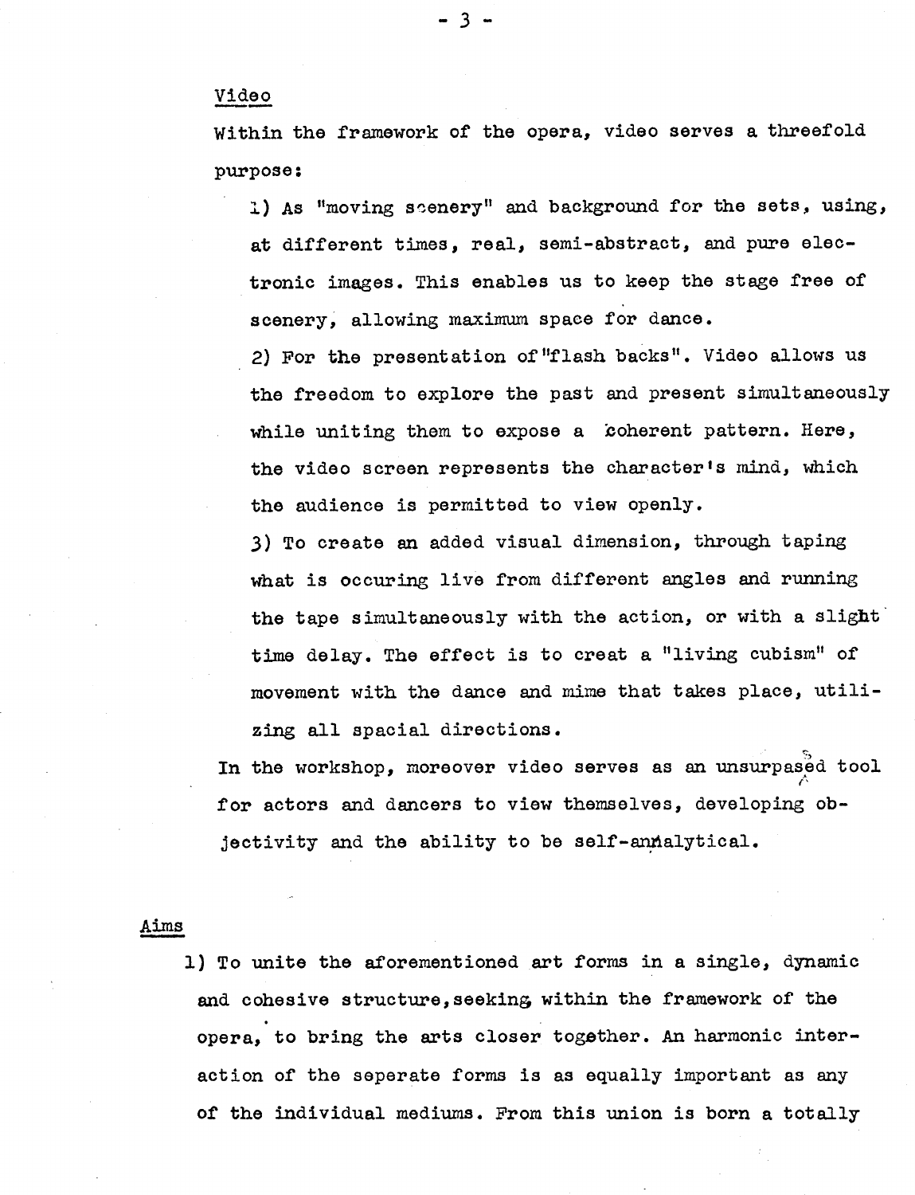## Video

Within the framework of the opera, video serves a threefold purpose:

1) As "moving scenery" and background for the sets, using, at different times, real, semi-abstract, and pure electronic images. This enables us to keep the stage free of scenery, allowing maximum space for dance.

2) For the presentation of "flash backs". Video allows us the freedom to explore the past and present simultaneously while uniting them to expose a coherent pattern. Here, the video screen represents the character's mind, which the audience is permitted to view openly.

3) To create an added visual dimension, through taping what is occuring live from different angles and running the tape simultaneously with the action, or with a slight time delay. The effect is to creat a "living cubism" of movement with the dance and mime that takes place, utilizing all spacial directions.

In the workshop, moreover video serves as an unsurpased tool for actors and dancers to view themselves, developing objectivity and the ability to be self-analytical.

## Aims

1) To unite the aforementioned art forms in a single, dynamic and cohesive structure, seeking within the framework of the opera, to bring the arts closer together. An harmonic interaction of the seperate forms is as equally important as any of the individual mediums. From this union is born a totally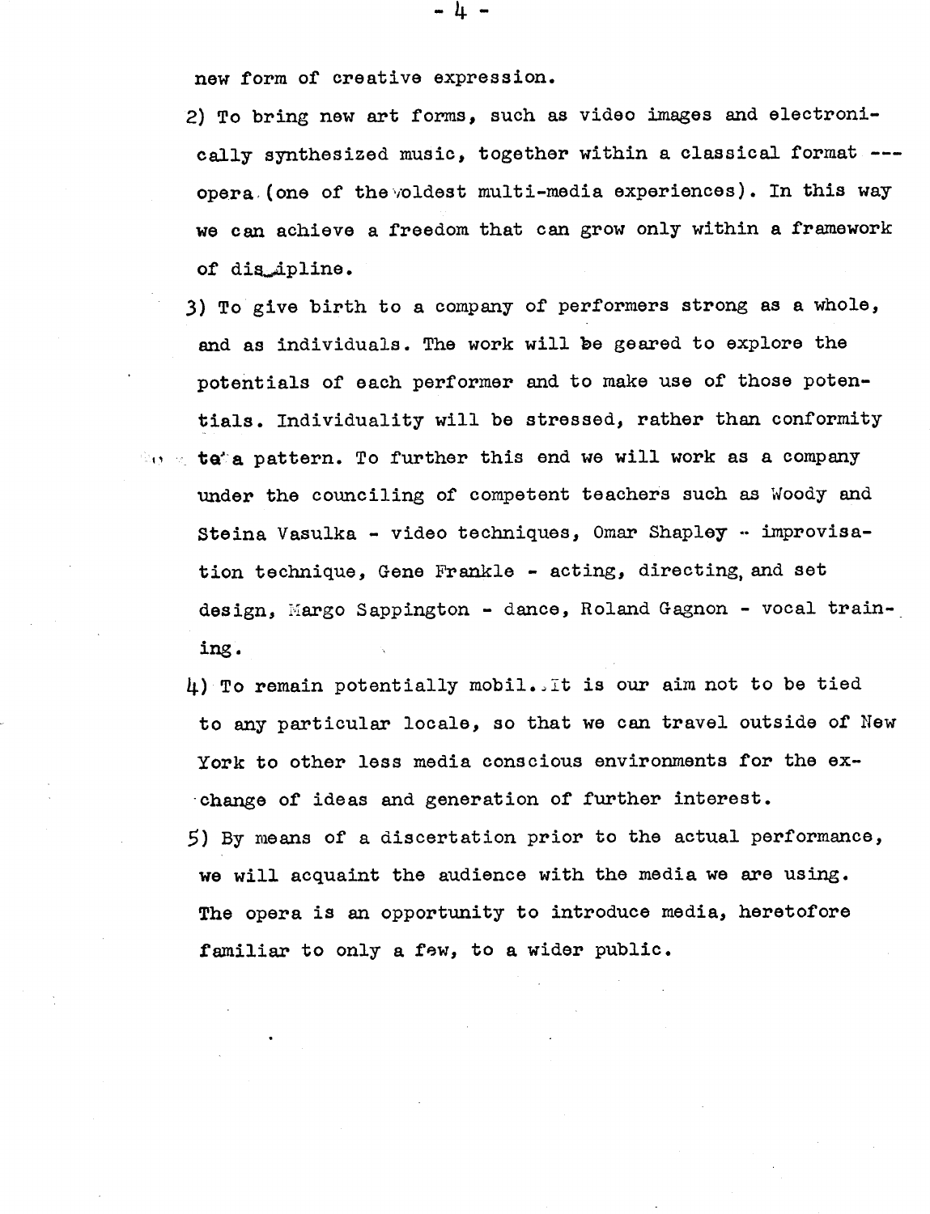new form of creative expression.

2) To bring new art forms, such as video images and electronically synthesized music, together within a classical format --- opera (one of the oldest multi-media experiences). In this way we can achieve a freedom that can grow only within a framework of discipline.

3) To give birth to a company of performers strong as a whole, and as individuals. The work will be geared to explore the potentials of each performer and to make use of those potentials. Individuality will be stressed, rather than conformity to a pattern. To further this end we will work as a company under the counciling of competent teachers such as Woody and Steina Vasulka - video techniques, Omar Shapley - improvisation technique, Gene Frankle - acting, directing, and set design, Margo Sappington - dance, Roland Gagnon - vocal training.

4) To remain potentially mobil. It is our aim not to be tied to any particular locale, so that we can travel outside of New York to other less media conscious environments for the exchange of ideas and generation of further interest.

5) By means of a discertation prior to the actual performance, we will acquaint the audience with the media we are using. The opera is an opportunity to introduce media, heretofore familiar to only a few, to a wider public.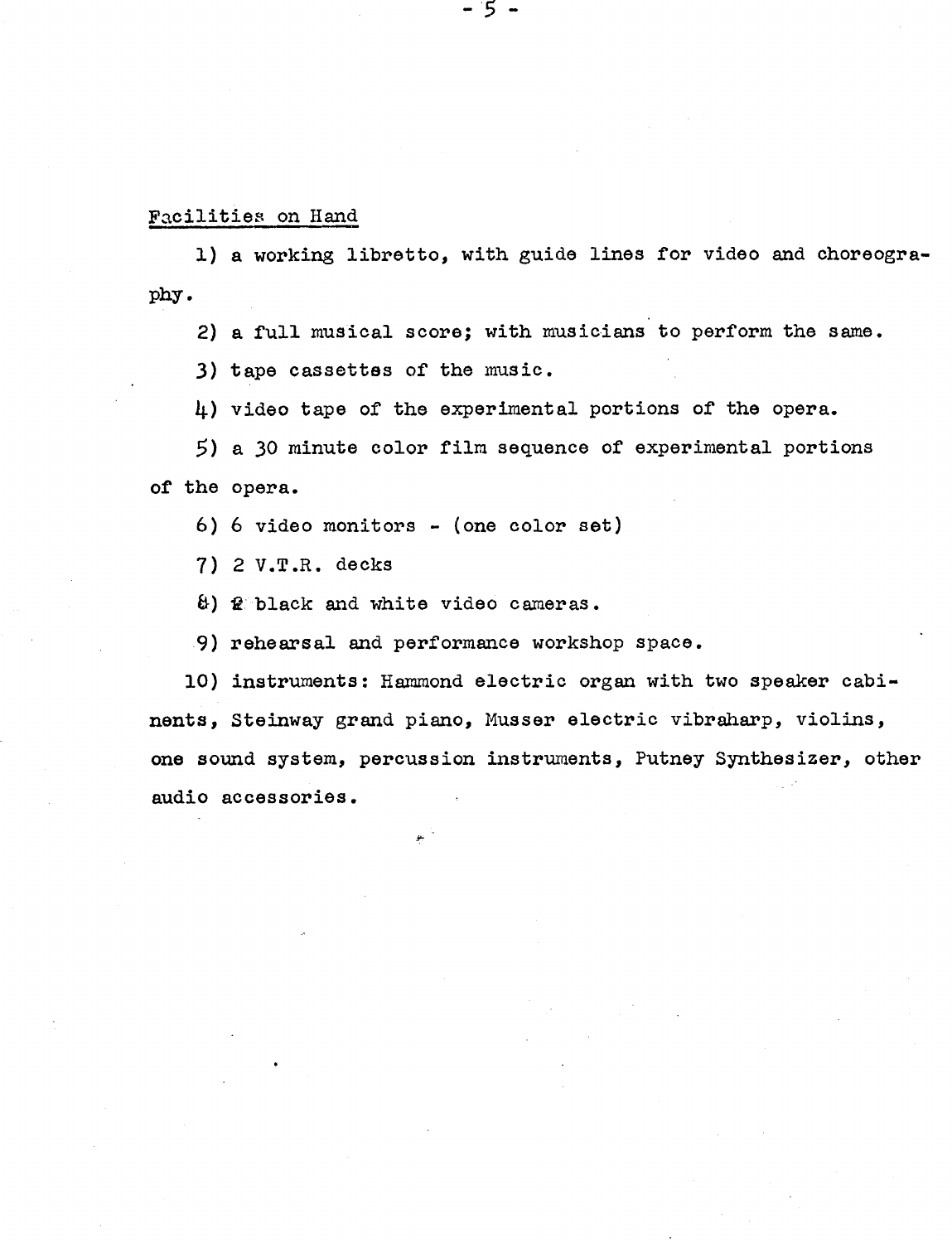Facilities on Hand

1) a working libretto, with guide lines for video and choreography.

2) a full musical score; with musicians to perform the same.

3) tape cassettes of the music.

4) video tape of the experimental portions of the opera.

5) a 30 minute color film sequence of experimental portions of the opera.

6) 6 video monitors - (one color set)

7) 2 V.T.R. decks

8) 2 black and white video cameras.

9) rehearsal and performance workshop space.

10) instruments: Hammond electric organ with two speaker cabinents, Steinway grand piano, Musser electric vibraharp, violins, one sound system, percussion instruments, Putney Synthesizer, other audio accessories.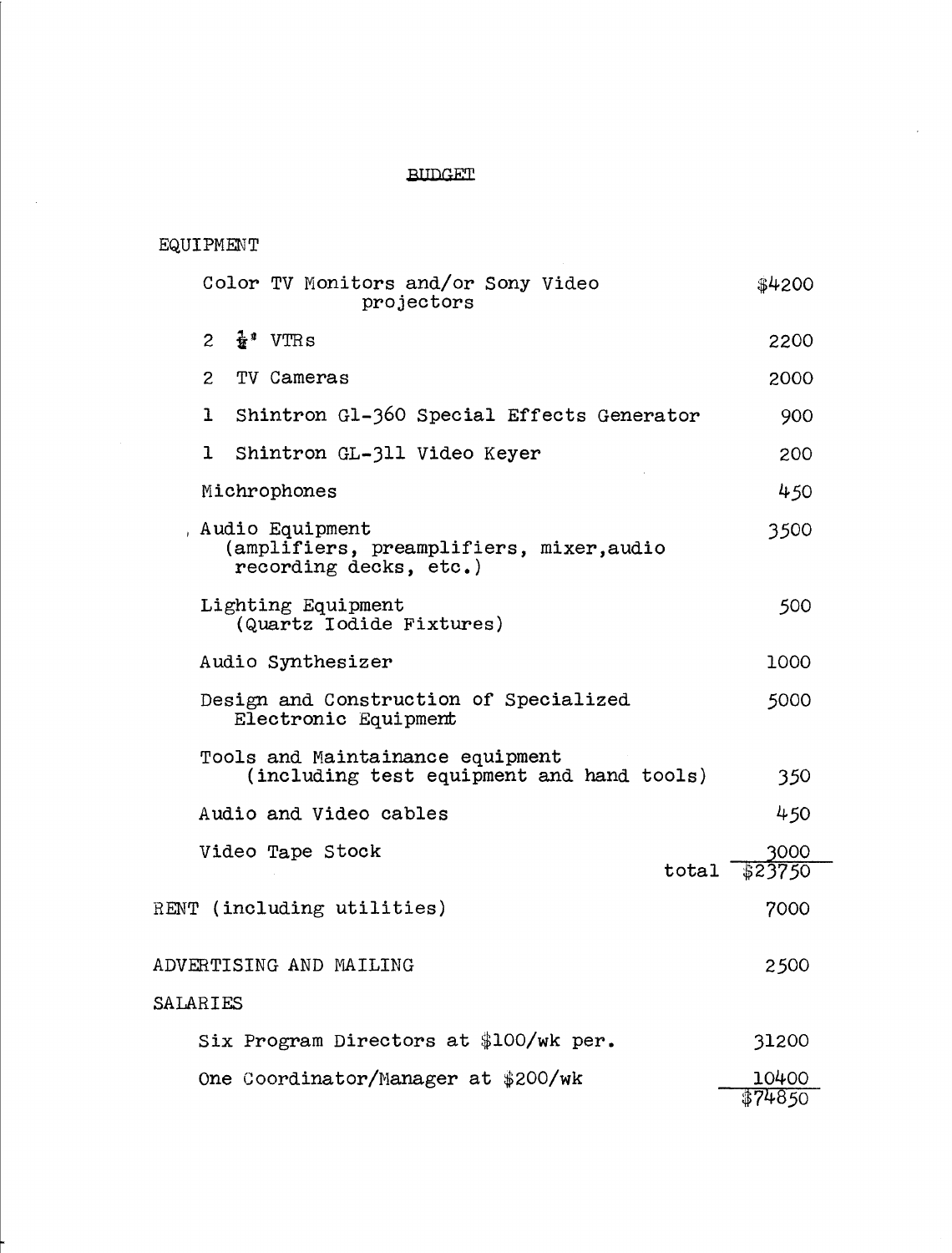## BUDGET

EQUIPMENT

| | |
|---|---|
| Color TV Monitors and/or Sony Video projectors | $4200 |
| 2 ½" VTRs | 2200 |
| 2 TV Cameras | 2000 |
| 1 Shintron Gl-360 Special Effects Generator | 900 |
| 1 Shintron GL-311 Video Keyer | 200 |
| Michrophones | 450 |
| Audio Equipment (amplifiers, preamplifiers, mixer,audio recording decks, etc.) | 3500 |
| Lighting Equipment (Quartz Iodide Fixtures) | 500 |
| Audio Synthesizer | 1000 |
| Design and Construction of Specialized Electronic Equipment | 5000 |
| Tools and Maintainance equipment (including test equipment and hand tools) | 350 |
| Audio and Video cables | 450 |
| Video Tape Stock | 3000 |
| total | $23750 |

| | |
|---|---|
| RENT (including utilities) | 7000 |
| ADVERTISING AND MAILING | 2500 |
| SALARIES | |
| Six Program Directors at $100/wk per. | 31200 |
| One Coordinator/Manager at $200/wk | 10400 |
| | $74850 |